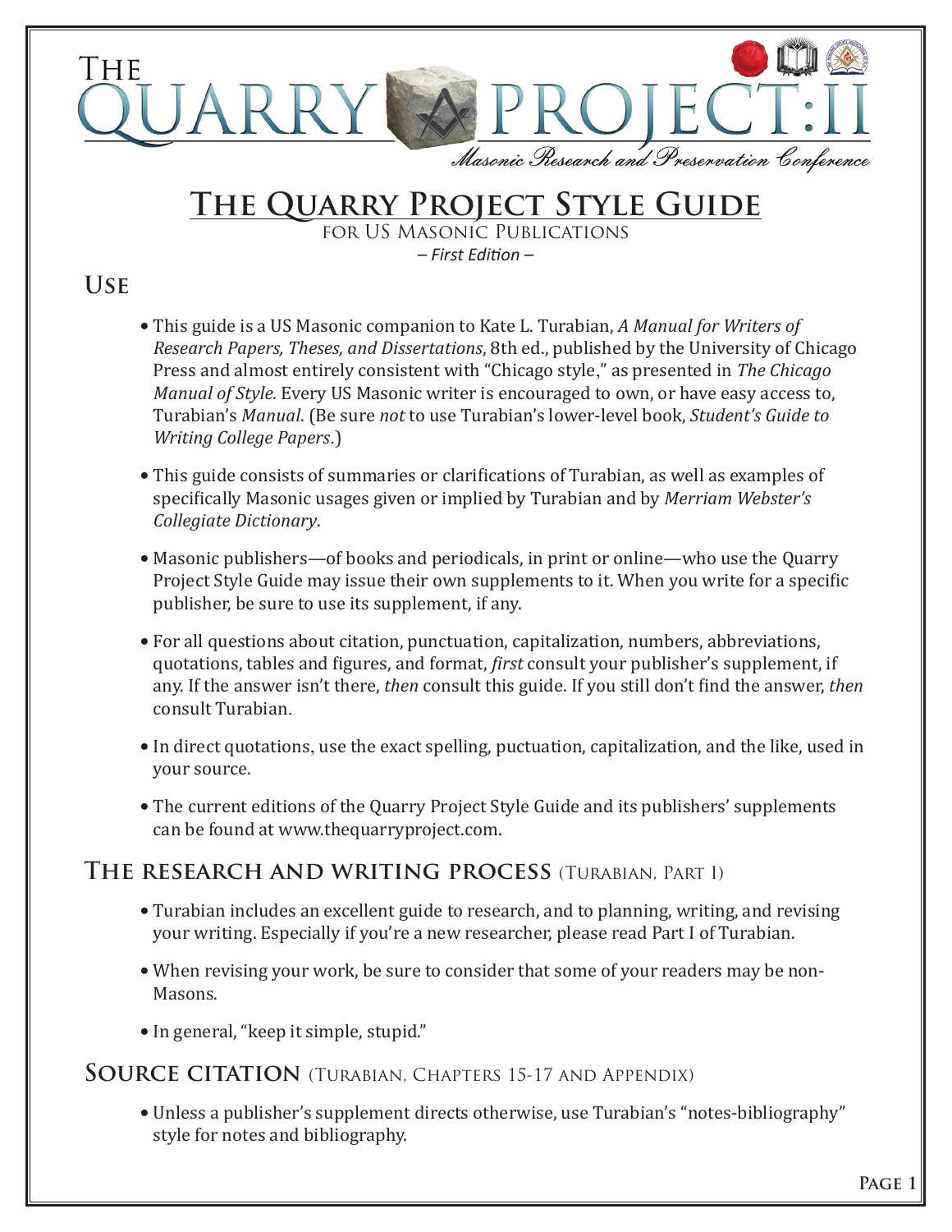# The Quarry Project:II

*Masonic Research and Preservation Conference*

# The Quarry Project Style Guide

FOR US MASONIC PUBLICATIONS

*– First Edition –*

## Use

- This guide is a US Masonic companion to Kate L. Turabian, *A Manual for Writers of Research Papers, Theses, and Dissertations*, 8th ed., published by the University of Chicago Press and almost entirely consistent with "Chicago style," as presented in *The Chicago Manual of Style.* Every US Masonic writer is encouraged to own, or have easy access to, Turabian's *Manual*. (Be sure *not* to use Turabian's lower-level book, *Student's Guide to Writing College Papers*.)

- This guide consists of summaries or clarifications of Turabian, as well as examples of specifically Masonic usages given or implied by Turabian and by *Merriam Webster's Collegiate Dictionary*.

- Masonic publishers—of books and periodicals, in print or online—who use the Quarry Project Style Guide may issue their own supplements to it. When you write for a specific publisher, be sure to use its supplement, if any.

- For all questions about citation, punctuation, capitalization, numbers, abbreviations, quotations, tables and figures, and format, *first* consult your publisher's supplement, if any. If the answer isn't there, *then* consult this guide. If you still don't find the answer, *then* consult Turabian.

- In direct quotations, use the exact spelling, puctuation, capitalization, and the like, used in your source.

- The current editions of the Quarry Project Style Guide and its publishers' supplements can be found at www.thequarryproject.com.

## The research and writing process (Turabian, Part I)

- Turabian includes an excellent guide to research, and to planning, writing, and revising your writing. Especially if you're a new researcher, please read Part I of Turabian.

- When revising your work, be sure to consider that some of your readers may be non-Masons.

- In general, "keep it simple, stupid."

## Source citation (Turabian, Chapters 15-17 and Appendix)

- Unless a publisher's supplement directs otherwise, use Turabian's "notes-bibliography" style for notes and bibliography.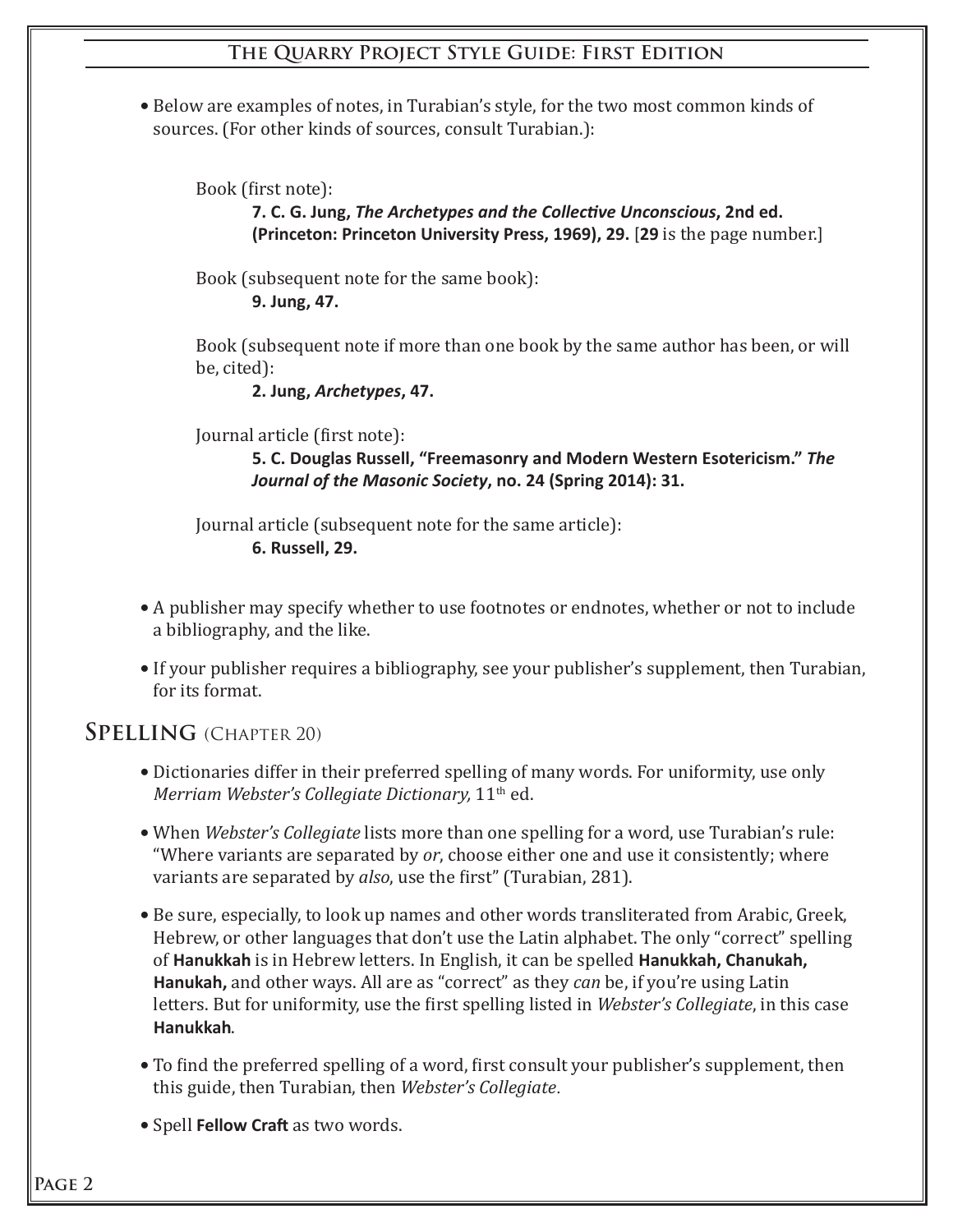- Below are examples of notes, in Turabian's style, for the two most common kinds of sources. (For other kinds of sources, consult Turabian.):

  Book (first note):

  **7. C. G. Jung, *The Archetypes and the Collective Unconscious*, 2nd ed. (Princeton: Princeton University Press, 1969), 29.** [**29** is the page number.]

  Book (subsequent note for the same book):

  **9. Jung, 47.**

  Book (subsequent note if more than one book by the same author has been, or will be, cited):

  **2. Jung, *Archetypes*, 47.**

  Journal article (first note):

  **5. C. Douglas Russell, "Freemasonry and Modern Western Esotericism." *The Journal of the Masonic Society*, no. 24 (Spring 2014): 31.**

  Journal article (subsequent note for the same article):

  **6. Russell, 29.**

- A publisher may specify whether to use footnotes or endnotes, whether or not to include a bibliography, and the like.
- If your publisher requires a bibliography, see your publisher's supplement, then Turabian, for its format.

## Spelling (Chapter 20)

- Dictionaries differ in their preferred spelling of many words. For uniformity, use only *Merriam Webster's Collegiate Dictionary,* 11th ed.
- When *Webster's Collegiate* lists more than one spelling for a word, use Turabian's rule: "Where variants are separated by *or*, choose either one and use it consistently; where variants are separated by *also*, use the first" (Turabian, 281).
- Be sure, especially, to look up names and other words transliterated from Arabic, Greek, Hebrew, or other languages that don't use the Latin alphabet. The only "correct" spelling of **Hanukkah** is in Hebrew letters. In English, it can be spelled **Hanukkah, Chanukah, Hanukah,** and other ways. All are as "correct" as they *can* be, if you're using Latin letters. But for uniformity, use the first spelling listed in *Webster's Collegiate*, in this case **Hanukkah**.
- To find the preferred spelling of a word, first consult your publisher's supplement, then this guide, then Turabian, then *Webster's Collegiate*.
- Spell **Fellow Craft** as two words.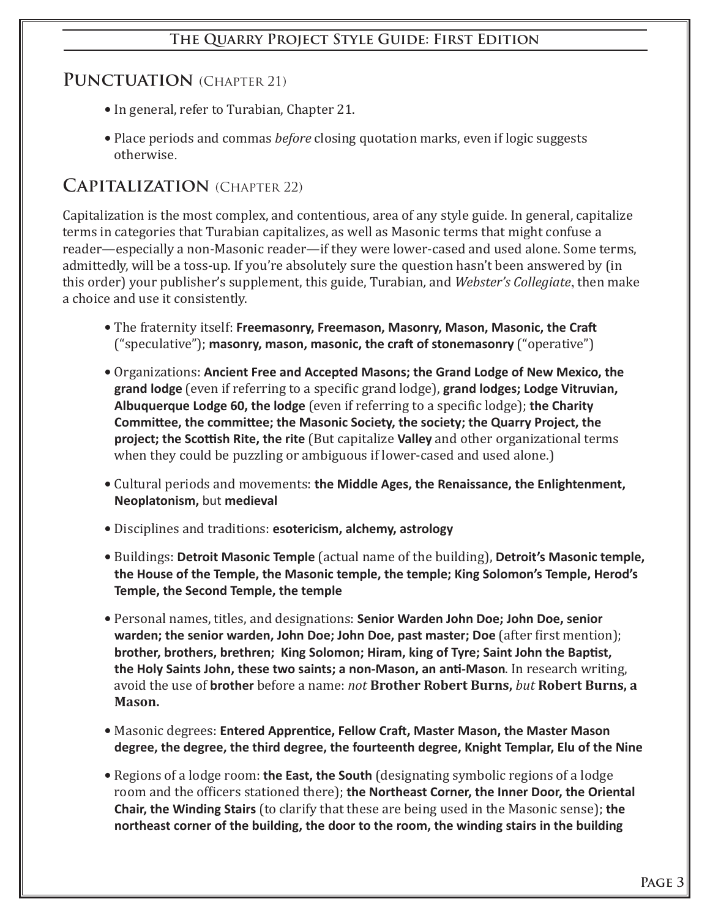## Punctuation (Chapter 21)

- In general, refer to Turabian, Chapter 21.
- Place periods and commas *before* closing quotation marks, even if logic suggests otherwise.

## Capitalization (Chapter 22)

Capitalization is the most complex, and contentious, area of any style guide. In general, capitalize terms in categories that Turabian capitalizes, as well as Masonic terms that might confuse a reader—especially a non-Masonic reader—if they were lower-cased and used alone. Some terms, admittedly, will be a toss-up. If you're absolutely sure the question hasn't been answered by (in this order) your publisher's supplement, this guide, Turabian, and *Webster's Collegiate*, then make a choice and use it consistently.

- The fraternity itself: **Freemasonry, Freemason, Masonry, Mason, Masonic, the Craft** ("speculative"); **masonry, mason, masonic, the craft of stonemasonry** ("operative")
- Organizations: **Ancient Free and Accepted Masons; the Grand Lodge of New Mexico, the grand lodge** (even if referring to a specific grand lodge), **grand lodges; Lodge Vitruvian, Albuquerque Lodge 60, the lodge** (even if referring to a specific lodge); **the Charity Committee, the committee; the Masonic Society, the society; the Quarry Project, the project; the Scottish Rite, the rite** (But capitalize **Valley** and other organizational terms when they could be puzzling or ambiguous if lower-cased and used alone.)
- Cultural periods and movements: **the Middle Ages, the Renaissance, the Enlightenment, Neoplatonism,** but **medieval**
- Disciplines and traditions: **esotericism, alchemy, astrology**
- Buildings: **Detroit Masonic Temple** (actual name of the building), **Detroit's Masonic temple, the House of the Temple, the Masonic temple, the temple; King Solomon's Temple, Herod's Temple, the Second Temple, the temple**
- Personal names, titles, and designations: **Senior Warden John Doe; John Doe, senior warden; the senior warden, John Doe; John Doe, past master; Doe** (after first mention); **brother, brothers, brethren; King Solomon; Hiram, king of Tyre; Saint John the Baptist, the Holy Saints John, these two saints; a non-Mason, an anti-Mason**. In research writing, avoid the use of **brother** before a name: *not* **Brother Robert Burns,** *but* **Robert Burns, a Mason.**
- Masonic degrees: **Entered Apprentice, Fellow Craft, Master Mason, the Master Mason degree, the degree, the third degree, the fourteenth degree, Knight Templar, Elu of the Nine**
- Regions of a lodge room: **the East, the South** (designating symbolic regions of a lodge room and the officers stationed there); **the Northeast Corner, the Inner Door, the Oriental Chair, the Winding Stairs** (to clarify that these are being used in the Masonic sense); **the northeast corner of the building, the door to the room, the winding stairs in the building**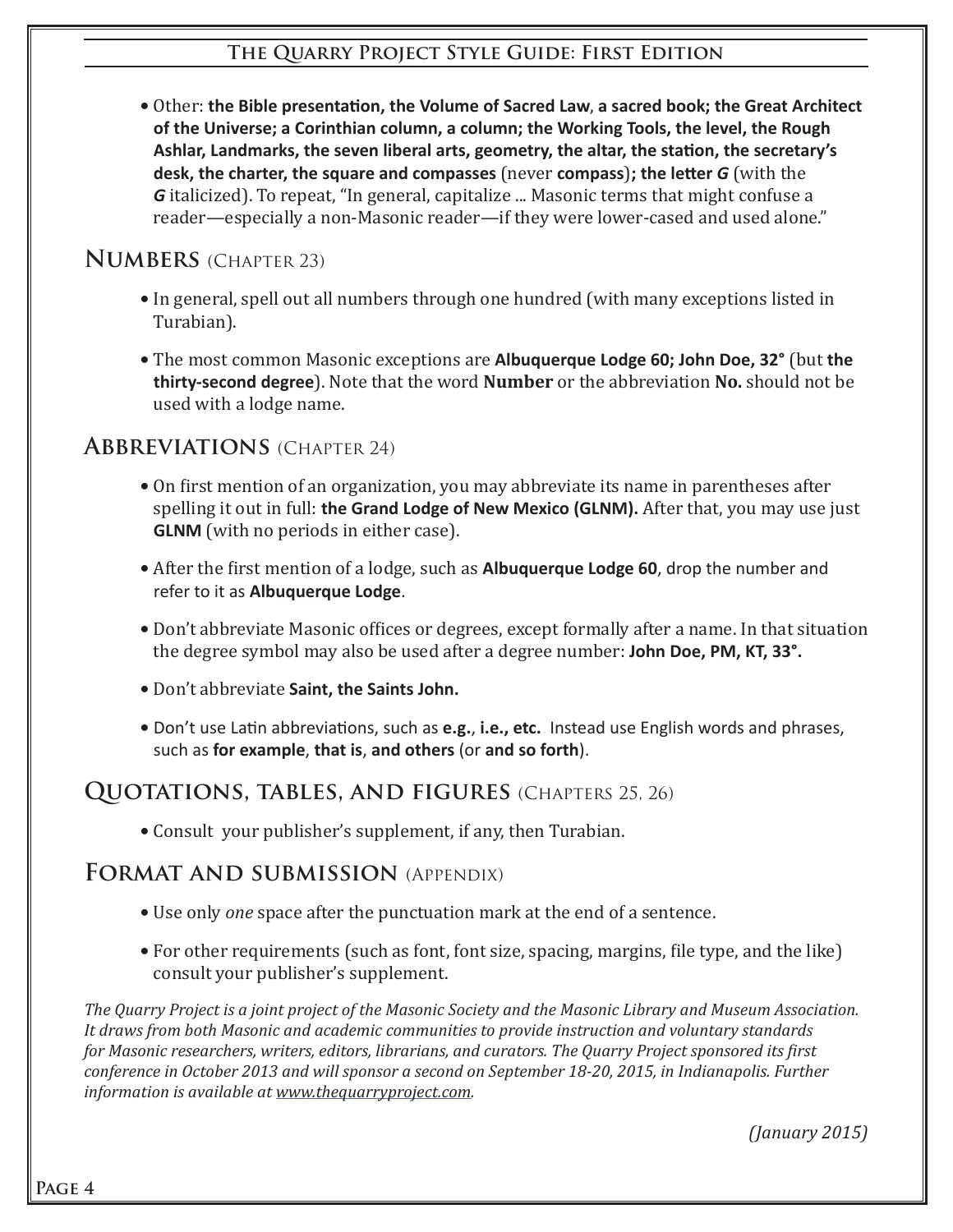- Other: **the Bible presentation, the Volume of Sacred Law**, **a sacred book; the Great Architect of the Universe; a Corinthian column, a column; the Working Tools, the level, the Rough Ashlar, Landmarks, the seven liberal arts, geometry, the altar, the station, the secretary's desk, the charter, the square and compasses** (never **compass**)**; the letter *G*** (with the ***G*** italicized). To repeat, "In general, capitalize ... Masonic terms that might confuse a reader—especially a non-Masonic reader—if they were lower-cased and used alone."

## Numbers (Chapter 23)

- In general, spell out all numbers through one hundred (with many exceptions listed in Turabian).
- The most common Masonic exceptions are **Albuquerque Lodge 60; John Doe, 32°** (but **the thirty-second degree**). Note that the word **Number** or the abbreviation **No.** should not be used with a lodge name.

## Abbreviations (Chapter 24)

- On first mention of an organization, you may abbreviate its name in parentheses after spelling it out in full: **the Grand Lodge of New Mexico (GLNM).** After that, you may use just **GLNM** (with no periods in either case).
- After the first mention of a lodge, such as **Albuquerque Lodge 60**, drop the number and refer to it as **Albuquerque Lodge**.
- Don't abbreviate Masonic offices or degrees, except formally after a name. In that situation the degree symbol may also be used after a degree number: **John Doe, PM, KT, 33°.**
- Don't abbreviate **Saint, the Saints John.**
- Don't use Latin abbreviations, such as **e.g.**, **i.e.**, **etc.** Instead use English words and phrases, such as **for example**, **that is**, **and others** (or **and so forth**).

## Quotations, tables, and figures (Chapters 25, 26)

- Consult your publisher's supplement, if any, then Turabian.

## Format and submission (Appendix)

- Use only *one* space after the punctuation mark at the end of a sentence.
- For other requirements (such as font, font size, spacing, margins, file type, and the like) consult your publisher's supplement.

*The Quarry Project is a joint project of the Masonic Society and the Masonic Library and Museum Association. It draws from both Masonic and academic communities to provide instruction and voluntary standards for Masonic researchers, writers, editors, librarians, and curators. The Quarry Project sponsored its first conference in October 2013 and will sponsor a second on September 18-20, 2015, in Indianapolis. Further information is available at www.thequarryproject.com.*

*(January 2015)*